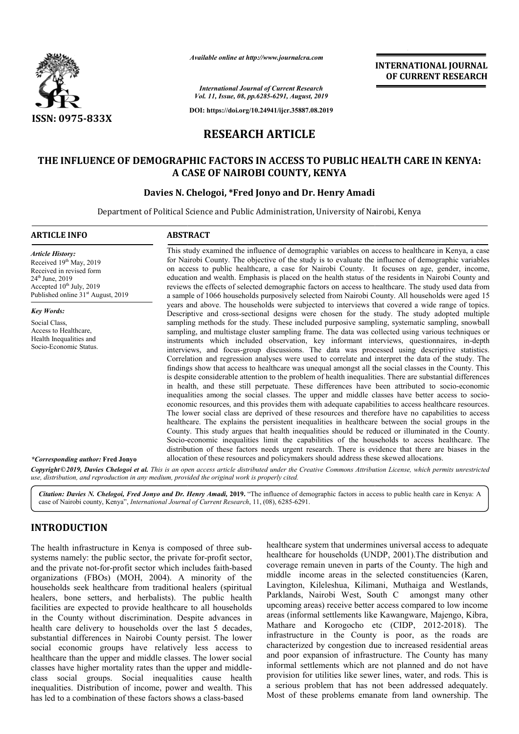*Available online at http://www.journalcra.com*

*International Journal of Current Research*
*Vol. 11, Issue, 08, pp.6285-6291, August, 2019*

**DOI: https://doi.org/10.24941/ijcr.35887.08.2019**

**INTERNATIONAL JOURNAL OF CURRENT RESEARCH**

**ISSN: 0975-833X**

# RESEARCH ARTICLE

# THE INFLUENCE OF DEMOGRAPHIC FACTORS IN ACCESS TO PUBLIC HEALTH CARE IN KENYA: A CASE OF NAIROBI COUNTY, KENYA

**Davies N. Chelogoi, \*Fred Jonyo and Dr. Henry Amadi**

Department of Political Science and Public Administration, University of Nairobi, Kenya

## ARTICLE INFO

*Article History:*
Received 19th May, 2019
Received in revised form
24th June, 2019
Accepted 10th July, 2019
Published online 31st August, 2019

*Key Words:*
Social Class,
Access to Healthcare,
Health Inequalities and
Socio-Economic Status.

*\*Corresponding author:* **Fred Jonyo**

## ABSTRACT

This study examined the influence of demographic variables on access to healthcare in Kenya, a case for Nairobi County. The objective of the study is to evaluate the influence of demographic variables on access to public healthcare, a case for Nairobi County. It focuses on age, gender, income, education and wealth. Emphasis is placed on the health status of the residents in Nairobi County and reviews the effects of selected demographic factors on access to healthcare. The study used data from a sample of 1066 households purposively selected from Nairobi County. All households were aged 15 years and above. The households were subjected to interviews that covered a wide range of topics. Descriptive and cross-sectional designs were chosen for the study. The study adopted multiple sampling methods for the study. These included purposive sampling, systematic sampling, snowball sampling, and multistage cluster sampling frame. The data was collected using various techniques or instruments which included observation, key informant interviews, questionnaires, in-depth interviews, and focus-group discussions. The data was processed using descriptive statistics. Correlation and regression analyses were used to correlate and interpret the data of the study. The findings show that access to healthcare was unequal amongst all the social classes in the County. This is despite considerable attention to the problem of health inequalities. There are substantial differences in health, and these still perpetuate. These differences have been attributed to socio-economic inequalities among the social classes. The upper and middle classes have better access to socio-economic resources, and this provides them with adequate capabilities to access healthcare resources. The lower social class are deprived of these resources and therefore have no capabilities to access healthcare. The explains the persistent inequalities in healthcare between the social groups in the County. This study argues that health inequalities should be reduced or illuminated in the County. Socio-economic inequalities limit the capabilities of the households to access healthcare. The distribution of these factors needs urgent research. There is evidence that there are biases in the allocation of these resources and policymakers should address these skewed allocations.

*Copyright©2019, Davies Chelogoi et al. This is an open access article distributed under the Creative Commons Attribution License, which permits unrestricted use, distribution, and reproduction in any medium, provided the original work is properly cited.*

***Citation: Davies N. Chelogoi, Fred Jonyo and Dr. Henry Amadi,* 2019.** "The influence of demographic factors in access to public health care in Kenya: A case of Nairobi county, Kenya", *International Journal of Current Research*, 11, (08), 6285-6291.

## INTRODUCTION

The health infrastructure in Kenya is composed of three sub-systems namely: the public sector, the private for-profit sector, and the private not-for-profit sector which includes faith-based organizations (FBOs) (MOH, 2004). A minority of the households seek healthcare from traditional healers (spiritual healers, bone setters, and herbalists). The public health facilities are expected to provide healthcare to all households in the County without discrimination. Despite advances in health care delivery to households over the last 5 decades, substantial differences in Nairobi County persist. The lower social economic groups have relatively less access to healthcare than the upper and middle classes. The lower social classes have higher mortality rates than the upper and middle-class social groups. Social inequalities cause health inequalities. Distribution of income, power and wealth. This has led to a combination of these factors shows a class-based healthcare system that undermines universal access to adequate healthcare for households (UNDP, 2001).The distribution and coverage remain uneven in parts of the County. The high and middle income areas in the selected constituencies (Karen, Lavington, Kileleshua, Kilimani, Muthaiga and Westlands, Parklands, Nairobi West, South C amongst many other upcoming areas) receive better access compared to low income areas (informal settlements like Kawangware, Majengo, Kibra, Mathare and Korogocho etc (CIDP, 2012-2018). The infrastructure in the County is poor, as the roads are characterized by congestion due to increased residential areas and poor expansion of infrastructure. The County has many informal settlements which are not planned and do not have provision for utilities like sewer lines, water, and rods. This is a serious problem that has not been addressed adequately. Most of these problems emanate from land ownership. The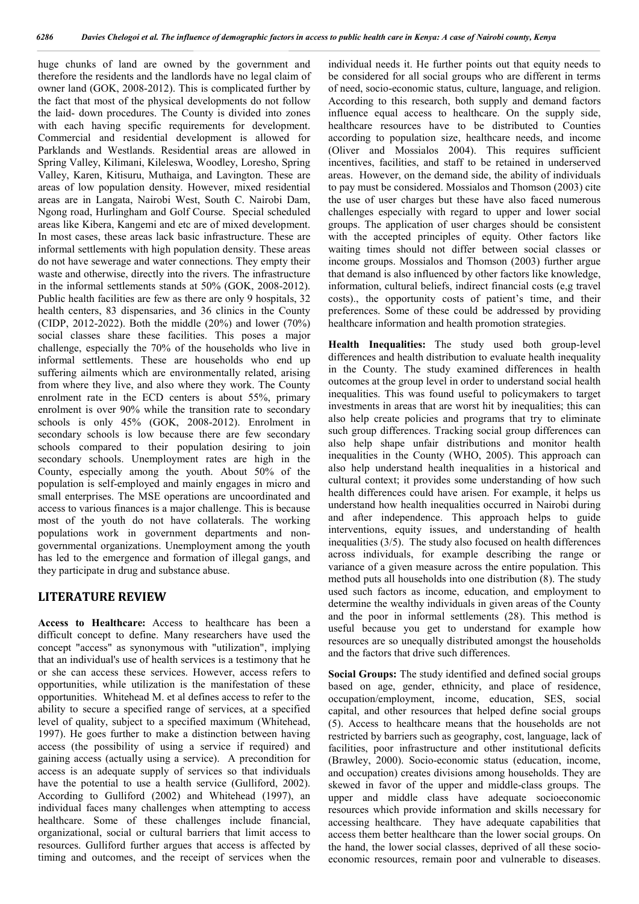huge chunks of land are owned by the government and therefore the residents and the landlords have no legal claim of owner land (GOK, 2008-2012). This is complicated further by the fact that most of the physical developments do not follow the laid- down procedures. The County is divided into zones with each having specific requirements for development. Commercial and residential development is allowed for Parklands and Westlands. Residential areas are allowed in Spring Valley, Kilimani, Kileleswa, Woodley, Loresho, Spring Valley, Karen, Kitisuru, Muthaiga, and Lavington. These are areas of low population density. However, mixed residential areas are in Langata, Nairobi West, South C. Nairobi Dam, Ngong road, Hurlingham and Golf Course. Special scheduled areas like Kibera, Kangemi and etc are of mixed development. In most cases, these areas lack basic infrastructure. These are informal settlements with high population density. These areas do not have sewerage and water connections. They empty their waste and otherwise, directly into the rivers. The infrastructure in the informal settlements stands at 50% (GOK, 2008-2012). Public health facilities are few as there are only 9 hospitals, 32 health centers, 83 dispensaries, and 36 clinics in the County (CIDP, 2012-2022). Both the middle (20%) and lower (70%) social classes share these facilities. This poses a major challenge, especially the 70% of the households who live in informal settlements. These are households who end up suffering ailments which are environmentally related, arising from where they live, and also where they work. The County enrolment rate in the ECD centers is about 55%, primary enrolment is over 90% while the transition rate to secondary schools is only 45% (GOK, 2008-2012). Enrolment in secondary schools is low because there are few secondary schools compared to their population desiring to join secondary schools. Unemployment rates are high in the County, especially among the youth. About 50% of the population is self-employed and mainly engages in micro and small enterprises. The MSE operations are uncoordinated and access to various finances is a major challenge. This is because most of the youth do not have collaterals. The working populations work in government departments and non-governmental organizations. Unemployment among the youth has led to the emergence and formation of illegal gangs, and they participate in drug and substance abuse.

## LITERATURE REVIEW

**Access to Healthcare:** Access to healthcare has been a difficult concept to define. Many researchers have used the concept "access" as synonymous with "utilization", implying that an individual's use of health services is a testimony that he or she can access these services. However, access refers to opportunities, while utilization is the manifestation of these opportunities. Whitehead M. et al defines access to refer to the ability to secure a specified range of services, at a specified level of quality, subject to a specified maximum (Whitehead, 1997). He goes further to make a distinction between having access (the possibility of using a service if required) and gaining access (actually using a service). A precondition for access is an adequate supply of services so that individuals have the potential to use a health service (Gulliford, 2002). According to Gulliford (2002) and Whitehead (1997), an individual faces many challenges when attempting to access healthcare. Some of these challenges include financial, organizational, social or cultural barriers that limit access to resources. Gulliford further argues that access is affected by timing and outcomes, and the receipt of services when the individual needs it. He further points out that equity needs to be considered for all social groups who are different in terms of need, socio-economic status, culture, language, and religion. According to this research, both supply and demand factors influence equal access to healthcare. On the supply side, healthcare resources have to be distributed to Counties according to population size, healthcare needs, and income (Oliver and Mossialos 2004). This requires sufficient incentives, facilities, and staff to be retained in underserved areas. However, on the demand side, the ability of individuals to pay must be considered. Mossialos and Thomson (2003) cite the use of user charges but these have also faced numerous challenges especially with regard to upper and lower social groups. The application of user charges should be consistent with the accepted principles of equity. Other factors like waiting times should not differ between social classes or income groups. Mossialos and Thomson (2003) further argue that demand is also influenced by other factors like knowledge, information, cultural beliefs, indirect financial costs (e,g travel costs)., the opportunity costs of patient's time, and their preferences. Some of these could be addressed by providing healthcare information and health promotion strategies.

**Health Inequalities:** The study used both group-level differences and health distribution to evaluate health inequality in the County. The study examined differences in health outcomes at the group level in order to understand social health inequalities. This was found useful to policymakers to target investments in areas that are worst hit by inequalities; this can also help create policies and programs that try to eliminate such group differences. Tracking social group differences can also help shape unfair distributions and monitor health inequalities in the County (WHO, 2005). This approach can also help understand health inequalities in a historical and cultural context; it provides some understanding of how such health differences could have arisen. For example, it helps us understand how health inequalities occurred in Nairobi during and after independence. This approach helps to guide interventions, equity issues, and understanding of health inequalities (3/5). The study also focused on health differences across individuals, for example describing the range or variance of a given measure across the entire population. This method puts all households into one distribution (8). The study used such factors as income, education, and employment to determine the wealthy individuals in given areas of the County and the poor in informal settlements (28). This method is useful because you get to understand for example how resources are so unequally distributed amongst the households and the factors that drive such differences.

**Social Groups:** The study identified and defined social groups based on age, gender, ethnicity, and place of residence, occupation/employment, income, education, SES, social capital, and other resources that helped define social groups (5). Access to healthcare means that the households are not restricted by barriers such as geography, cost, language, lack of facilities, poor infrastructure and other institutional deficits (Brawley, 2000). Socio-economic status (education, income, and occupation) creates divisions among households. They are skewed in favor of the upper and middle-class groups. The upper and middle class have adequate socioeconomic resources which provide information and skills necessary for accessing healthcare. They have adequate capabilities that access them better healthcare than the lower social groups. On the hand, the lower social classes, deprived of all these socio-economic resources, remain poor and vulnerable to diseases.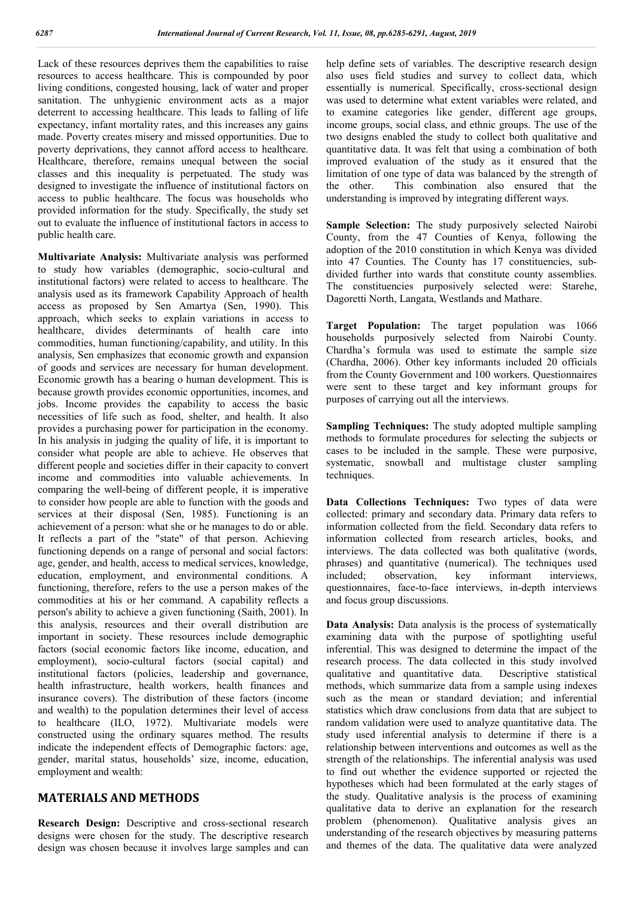Lack of these resources deprives them the capabilities to raise resources to access healthcare. This is compounded by poor living conditions, congested housing, lack of water and proper sanitation. The unhygienic environment acts as a major deterrent to accessing healthcare. This leads to falling of life expectancy, infant mortality rates, and this increases any gains made. Poverty creates misery and missed opportunities. Due to poverty deprivations, they cannot afford access to healthcare. Healthcare, therefore, remains unequal between the social classes and this inequality is perpetuated. The study was designed to investigate the influence of institutional factors on access to public healthcare. The focus was households who provided information for the study. Specifically, the study set out to evaluate the influence of institutional factors in access to public health care.

**Multivariate Analysis:** Multivariate analysis was performed to study how variables (demographic, socio-cultural and institutional factors) were related to access to healthcare. The analysis used as its framework Capability Approach of health access as proposed by Sen Amartya (Sen, 1990). This approach, which seeks to explain variations in access to healthcare, divides determinants of health care into commodities, human functioning/capability, and utility. In this analysis, Sen emphasizes that economic growth and expansion of goods and services are necessary for human development. Economic growth has a bearing o human development. This is because growth provides economic opportunities, incomes, and jobs. Income provides the capability to access the basic necessities of life such as food, shelter, and health. It also provides a purchasing power for participation in the economy. In his analysis in judging the quality of life, it is important to consider what people are able to achieve. He observes that different people and societies differ in their capacity to convert income and commodities into valuable achievements. In comparing the well-being of different people, it is imperative to consider how people are able to function with the goods and services at their disposal (Sen, 1985). Functioning is an achievement of a person: what she or he manages to do or able. It reflects a part of the "state" of that person. Achieving functioning depends on a range of personal and social factors: age, gender, and health, access to medical services, knowledge, education, employment, and environmental conditions. A functioning, therefore, refers to the use a person makes of the commodities at his or her command. A capability reflects a person's ability to achieve a given functioning (Saith, 2001). In this analysis, resources and their overall distribution are important in society. These resources include demographic factors (social economic factors like income, education, and employment), socio-cultural factors (social capital) and institutional factors (policies, leadership and governance, health infrastructure, health workers, health finances and insurance covers). The distribution of these factors (income and wealth) to the population determines their level of access to healthcare (ILO, 1972). Multivariate models were constructed using the ordinary squares method. The results indicate the independent effects of Demographic factors: age, gender, marital status, households' size, income, education, employment and wealth:

# MATERIALS AND METHODS

**Research Design:** Descriptive and cross-sectional research designs were chosen for the study. The descriptive research design was chosen because it involves large samples and can help define sets of variables. The descriptive research design also uses field studies and survey to collect data, which essentially is numerical. Specifically, cross-sectional design was used to determine what extent variables were related, and to examine categories like gender, different age groups, income groups, social class, and ethnic groups. The use of the two designs enabled the study to collect both qualitative and quantitative data. It was felt that using a combination of both improved evaluation of the study as it ensured that the limitation of one type of data was balanced by the strength of the other. This combination also ensured that the understanding is improved by integrating different ways.

**Sample Selection:** The study purposively selected Nairobi County, from the 47 Counties of Kenya, following the adoption of the 2010 constitution in which Kenya was divided into 47 Counties. The County has 17 constituencies, sub-divided further into wards that constitute county assemblies. The constituencies purposively selected were: Starehe, Dagoretti North, Langata, Westlands and Mathare.

**Target Population:** The target population was 1066 households purposively selected from Nairobi County. Chardha's formula was used to estimate the sample size (Chardha, 2006). Other key informants included 20 officials from the County Government and 100 workers. Questionnaires were sent to these target and key informant groups for purposes of carrying out all the interviews.

**Sampling Techniques:** The study adopted multiple sampling methods to formulate procedures for selecting the subjects or cases to be included in the sample. These were purposive, systematic, snowball and multistage cluster sampling techniques.

**Data Collections Techniques:** Two types of data were collected: primary and secondary data. Primary data refers to information collected from the field. Secondary data refers to information collected from research articles, books, and interviews. The data collected was both qualitative (words, phrases) and quantitative (numerical). The techniques used included; observation, key informant interviews, questionnaires, face-to-face interviews, in-depth interviews and focus group discussions.

**Data Analysis:** Data analysis is the process of systematically examining data with the purpose of spotlighting useful inferential. This was designed to determine the impact of the research process. The data collected in this study involved qualitative and quantitative data. Descriptive statistical methods, which summarize data from a sample using indexes such as the mean or standard deviation; and inferential statistics which draw conclusions from data that are subject to random validation were used to analyze quantitative data. The study used inferential analysis to determine if there is a relationship between interventions and outcomes as well as the strength of the relationships. The inferential analysis was used to find out whether the evidence supported or rejected the hypotheses which had been formulated at the early stages of the study. Qualitative analysis is the process of examining qualitative data to derive an explanation for the research problem (phenomenon). Qualitative analysis gives an understanding of the research objectives by measuring patterns and themes of the data. The qualitative data were analyzed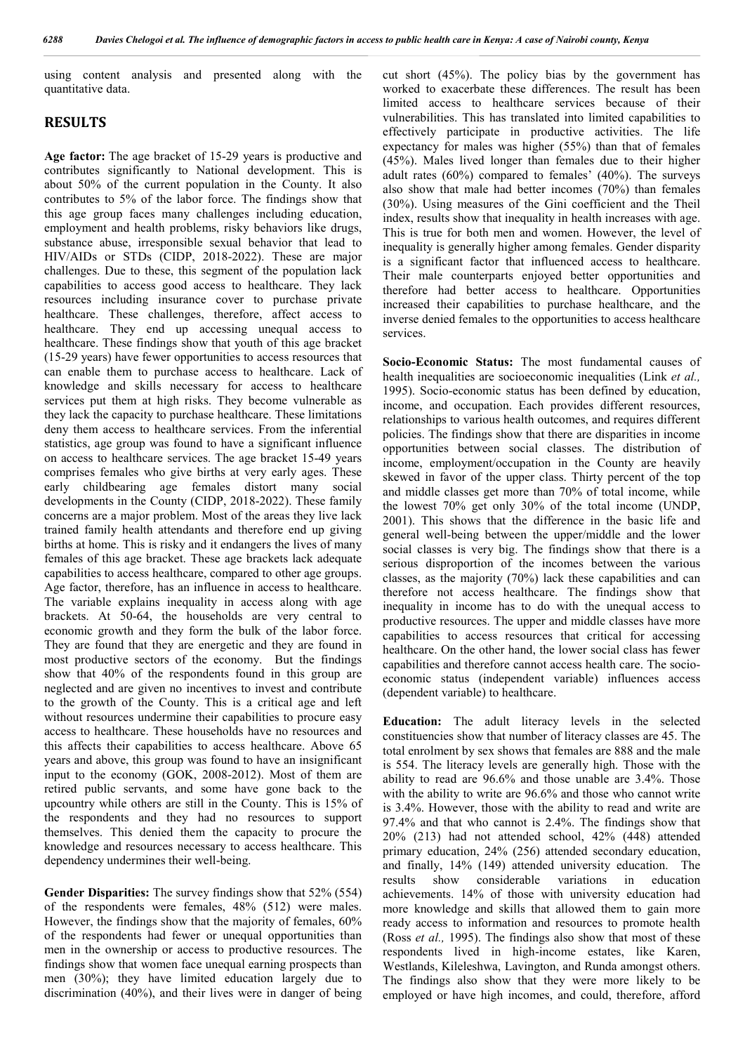using content analysis and presented along with the quantitative data.

## RESULTS

**Age factor:** The age bracket of 15-29 years is productive and contributes significantly to National development. This is about 50% of the current population in the County. It also contributes to 5% of the labor force. The findings show that this age group faces many challenges including education, employment and health problems, risky behaviors like drugs, substance abuse, irresponsible sexual behavior that lead to HIV/AIDs or STDs (CIDP, 2018-2022). These are major challenges. Due to these, this segment of the population lack capabilities to access good access to healthcare. They lack resources including insurance cover to purchase private healthcare. These challenges, therefore, affect access to healthcare. They end up accessing unequal access to healthcare. These findings show that youth of this age bracket (15-29 years) have fewer opportunities to access resources that can enable them to purchase access to healthcare. Lack of knowledge and skills necessary for access to healthcare services put them at high risks. They become vulnerable as they lack the capacity to purchase healthcare. These limitations deny them access to healthcare services. From the inferential statistics, age group was found to have a significant influence on access to healthcare services. The age bracket 15-49 years comprises females who give births at very early ages. These early childbearing age females distort many social developments in the County (CIDP, 2018-2022). These family concerns are a major problem. Most of the areas they live lack trained family health attendants and therefore end up giving births at home. This is risky and it endangers the lives of many females of this age bracket. These age brackets lack adequate capabilities to access healthcare, compared to other age groups. Age factor, therefore, has an influence in access to healthcare. The variable explains inequality in access along with age brackets. At 50-64, the households are very central to economic growth and they form the bulk of the labor force. They are found that they are energetic and they are found in most productive sectors of the economy. But the findings show that 40% of the respondents found in this group are neglected and are given no incentives to invest and contribute to the growth of the County. This is a critical age and left without resources undermine their capabilities to procure easy access to healthcare. These households have no resources and this affects their capabilities to access healthcare. Above 65 years and above, this group was found to have an insignificant input to the economy (GOK, 2008-2012). Most of them are retired public servants, and some have gone back to the upcountry while others are still in the County. This is 15% of the respondents and they had no resources to support themselves. This denied them the capacity to procure the knowledge and resources necessary to access healthcare. This dependency undermines their well-being.

**Gender Disparities:** The survey findings show that 52% (554) of the respondents were females, 48% (512) were males. However, the findings show that the majority of females, 60% of the respondents had fewer or unequal opportunities than men in the ownership or access to productive resources. The findings show that women face unequal earning prospects than men (30%); they have limited education largely due to discrimination (40%), and their lives were in danger of being cut short (45%). The policy bias by the government has worked to exacerbate these differences. The result has been limited access to healthcare services because of their vulnerabilities. This has translated into limited capabilities to effectively participate in productive activities. The life expectancy for males was higher (55%) than that of females (45%). Males lived longer than females due to their higher adult rates (60%) compared to females' (40%). The surveys also show that male had better incomes (70%) than females (30%). Using measures of the Gini coefficient and the Theil index, results show that inequality in health increases with age. This is true for both men and women. However, the level of inequality is generally higher among females. Gender disparity is a significant factor that influenced access to healthcare. Their male counterparts enjoyed better opportunities and therefore had better access to healthcare. Opportunities increased their capabilities to purchase healthcare, and the inverse denied females to the opportunities to access healthcare services.

**Socio-Economic Status:** The most fundamental causes of health inequalities are socioeconomic inequalities (Link *et al.,* 1995). Socio-economic status has been defined by education, income, and occupation. Each provides different resources, relationships to various health outcomes, and requires different policies. The findings show that there are disparities in income opportunities between social classes. The distribution of income, employment/occupation in the County are heavily skewed in favor of the upper class. Thirty percent of the top and middle classes get more than 70% of total income, while the lowest 70% get only 30% of the total income (UNDP, 2001). This shows that the difference in the basic life and general well-being between the upper/middle and the lower social classes is very big. The findings show that there is a serious disproportion of the incomes between the various classes, as the majority (70%) lack these capabilities and can therefore not access healthcare. The findings show that inequality in income has to do with the unequal access to productive resources. The upper and middle classes have more capabilities to access resources that critical for accessing healthcare. On the other hand, the lower social class has fewer capabilities and therefore cannot access health care. The socio-economic status (independent variable) influences access (dependent variable) to healthcare.

**Education:** The adult literacy levels in the selected constituencies show that number of literacy classes are 45. The total enrolment by sex shows that females are 888 and the male is 554. The literacy levels are generally high. Those with the ability to read are 96.6% and those unable are 3.4%. Those with the ability to write are 96.6% and those who cannot write is 3.4%. However, those with the ability to read and write are 97.4% and that who cannot is 2.4%. The findings show that 20% (213) had not attended school, 42% (448) attended primary education, 24% (256) attended secondary education, and finally, 14% (149) attended university education. The results show considerable variations in education achievements. 14% of those with university education had more knowledge and skills that allowed them to gain more ready access to information and resources to promote health (Ross *et al.,* 1995). The findings also show that most of these respondents lived in high-income estates, like Karen, Westlands, Kileleshwa, Lavington, and Runda amongst others. The findings also show that they were more likely to be employed or have high incomes, and could, therefore, afford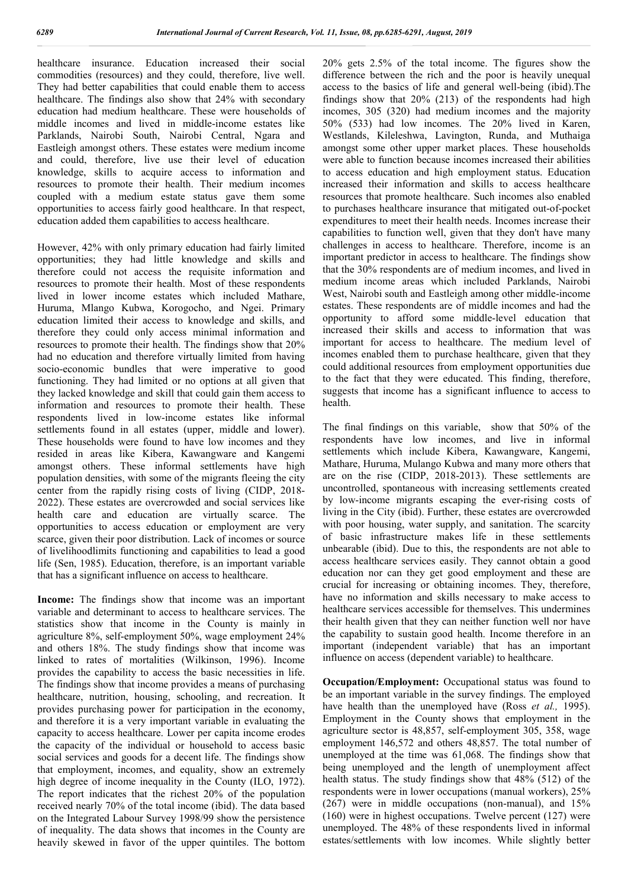healthcare insurance. Education increased their social commodities (resources) and they could, therefore, live well. They had better capabilities that could enable them to access healthcare. The findings also show that 24% with secondary education had medium healthcare. These were households of middle incomes and lived in middle-income estates like Parklands, Nairobi South, Nairobi Central, Ngara and Eastleigh amongst others. These estates were medium income and could, therefore, live use their level of education knowledge, skills to acquire access to information and resources to promote their health. Their medium incomes coupled with a medium estate status gave them some opportunities to access fairly good healthcare. In that respect, education added them capabilities to access healthcare.

However, 42% with only primary education had fairly limited opportunities; they had little knowledge and skills and therefore could not access the requisite information and resources to promote their health. Most of these respondents lived in lower income estates which included Mathare, Huruma, Mlango Kubwa, Korogocho, and Ngei. Primary education limited their access to knowledge and skills, and therefore they could only access minimal information and resources to promote their health. The findings show that 20% had no education and therefore virtually limited from having socio-economic bundles that were imperative to good functioning. They had limited or no options at all given that they lacked knowledge and skill that could gain them access to information and resources to promote their health. These respondents lived in low-income estates like informal settlements found in all estates (upper, middle and lower). These households were found to have low incomes and they resided in areas like Kibera, Kawangware and Kangemi amongst others. These informal settlements have high population densities, with some of the migrants fleeing the city center from the rapidly rising costs of living (CIDP, 2018-2022). These estates are overcrowded and social services like health care and education are virtually scarce. The opportunities to access education or employment are very scarce, given their poor distribution. Lack of incomes or source of livelihoodlimits functioning and capabilities to lead a good life (Sen, 1985). Education, therefore, is an important variable that has a significant influence on access to healthcare.

**Income:** The findings show that income was an important variable and determinant to access to healthcare services. The statistics show that income in the County is mainly in agriculture 8%, self-employment 50%, wage employment 24% and others 18%. The study findings show that income was linked to rates of mortalities (Wilkinson, 1996). Income provides the capability to access the basic necessities in life. The findings show that income provides a means of purchasing healthcare, nutrition, housing, schooling, and recreation. It provides purchasing power for participation in the economy, and therefore it is a very important variable in evaluating the capacity to access healthcare. Lower per capita income erodes the capacity of the individual or household to access basic social services and goods for a decent life. The findings show that employment, incomes, and equality, show an extremely high degree of income inequality in the County (ILO, 1972). The report indicates that the richest 20% of the population received nearly 70% of the total income (ibid). The data based on the Integrated Labour Survey 1998/99 show the persistence of inequality. The data shows that incomes in the County are heavily skewed in favor of the upper quintiles. The bottom 20% gets 2.5% of the total income. The figures show the difference between the rich and the poor is heavily unequal access to the basics of life and general well-being (ibid).The findings show that 20% (213) of the respondents had high incomes, 305 (320) had medium incomes and the majority 50% (533) had low incomes. The 20% lived in Karen, Westlands, Kileleshwa, Lavington, Runda, and Muthaiga amongst some other upper market places. These households were able to function because incomes increased their abilities to access education and high employment status. Education increased their information and skills to access healthcare resources that promote healthcare. Such incomes also enabled to purchases healthcare insurance that mitigated out-of-pocket expenditures to meet their health needs. Incomes increase their capabilities to function well, given that they don't have many challenges in access to healthcare. Therefore, income is an important predictor in access to healthcare. The findings show that the 30% respondents are of medium incomes, and lived in medium income areas which included Parklands, Nairobi West, Nairobi south and Eastleigh among other middle-income estates. These respondents are of middle incomes and had the opportunity to afford some middle-level education that increased their skills and access to information that was important for access to healthcare. The medium level of incomes enabled them to purchase healthcare, given that they could additional resources from employment opportunities due to the fact that they were educated. This finding, therefore, suggests that income has a significant influence to access to health.

The final findings on this variable, show that 50% of the respondents have low incomes, and live in informal settlements which include Kibera, Kawangware, Kangemi, Mathare, Huruma, Mulango Kubwa and many more others that are on the rise (CIDP, 2018-2013). These settlements are uncontrolled, spontaneous with increasing settlements created by low-income migrants escaping the ever-rising costs of living in the City (ibid). Further, these estates are overcrowded with poor housing, water supply, and sanitation. The scarcity of basic infrastructure makes life in these settlements unbearable (ibid). Due to this, the respondents are not able to access healthcare services easily. They cannot obtain a good education nor can they get good employment and these are crucial for increasing or obtaining incomes. They, therefore, have no information and skills necessary to make access to healthcare services accessible for themselves. This undermines their health given that they can neither function well nor have the capability to sustain good health. Income therefore in an important (independent variable) that has an important influence on access (dependent variable) to healthcare.

**Occupation/Employment:** Occupational status was found to be an important variable in the survey findings. The employed have health than the unemployed have (Ross *et al.,* 1995). Employment in the County shows that employment in the agriculture sector is 48,857, self-employment 305, 358, wage employment 146,572 and others 48,857. The total number of unemployed at the time was 61,068. The findings show that being unemployed and the length of unemployment affect health status. The study findings show that 48% (512) of the respondents were in lower occupations (manual workers), 25% (267) were in middle occupations (non-manual), and 15% (160) were in highest occupations. Twelve percent (127) were unemployed. The 48% of these respondents lived in informal estates/settlements with low incomes. While slightly better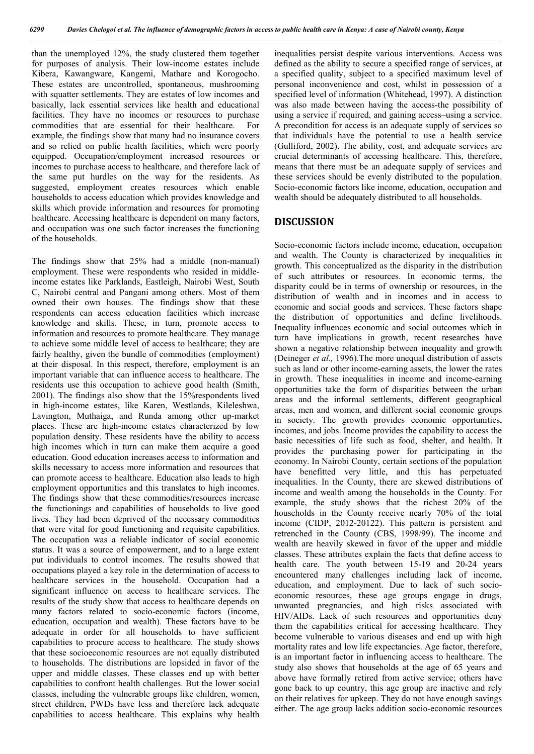than the unemployed 12%, the study clustered them together for purposes of analysis. Their low-income estates include Kibera, Kawangware, Kangemi, Mathare and Korogocho. These estates are uncontrolled, spontaneous, mushrooming with squatter settlements. They are estates of low incomes and basically, lack essential services like health and educational facilities. They have no incomes or resources to purchase commodities that are essential for their healthcare. For example, the findings show that many had no insurance covers and so relied on public health facilities, which were poorly equipped. Occupation/employment increased resources or incomes to purchase access to healthcare, and therefore lack of the same put hurdles on the way for the residents. As suggested, employment creates resources which enable households to access education which provides knowledge and skills which provide information and resources for promoting healthcare. Accessing healthcare is dependent on many factors, and occupation was one such factor increases the functioning of the households.

The findings show that 25% had a middle (non-manual) employment. These were respondents who resided in middle-income estates like Parklands, Eastleigh, Nairobi West, South C, Nairobi central and Pangani among others. Most of them owned their own houses. The findings show that these respondents can access education facilities which increase knowledge and skills. These, in turn, promote access to information and resources to promote healthcare. They manage to achieve some middle level of access to healthcare; they are fairly healthy, given the bundle of commodities (employment) at their disposal. In this respect, therefore, employment is an important variable that can influence access to healthcare. The residents use this occupation to achieve good health (Smith, 2001). The findings also show that the 15%respondents lived in high-income estates, like Karen, Westlands, Kileleshwa, Lavington, Muthaiga, and Runda among other up-market places. These are high-income estates characterized by low population density. These residents have the ability to access high incomes which in turn can make them acquire a good education. Good education increases access to information and skills necessary to access more information and resources that can promote access to healthcare. Education also leads to high employment opportunities and this translates to high incomes. The findings show that these commodities/resources increase the functionings and capabilities of households to live good lives. They had been deprived of the necessary commodities that were vital for good functioning and requisite capabilities. The occupation was a reliable indicator of social economic status. It was a source of empowerment, and to a large extent put individuals to control incomes. The results showed that occupations played a key role in the determination of access to healthcare services in the household. Occupation had a significant influence on access to healthcare services. The results of the study show that access to healthcare depends on many factors related to socio-economic factors (income, education, occupation and wealth). These factors have to be adequate in order for all households to have sufficient capabilities to procure access to healthcare. The study shows that these socioeconomic resources are not equally distributed to households. The distributions are lopsided in favor of the upper and middle classes. These classes end up with better capabilities to confront health challenges. But the lower social classes, including the vulnerable groups like children, women, street children, PWDs have less and therefore lack adequate capabilities to access healthcare. This explains why health inequalities persist despite various interventions. Access was defined as the ability to secure a specified range of services, at a specified quality, subject to a specified maximum level of personal inconvenience and cost, whilst in possession of a specified level of information (Whitehead, 1997). A distinction was also made between having the access-the possibility of using a service if required, and gaining access–using a service. A precondition for access is an adequate supply of services so that individuals have the potential to use a health service (Gulliford, 2002). The ability, cost, and adequate services are crucial determinants of accessing healthcare. This, therefore, means that there must be an adequate supply of services and these services should be evenly distributed to the population. Socio-economic factors like income, education, occupation and wealth should be adequately distributed to all households.

## DISCUSSION

Socio-economic factors include income, education, occupation and wealth. The County is characterized by inequalities in growth. This conceptualized as the disparity in the distribution of such attributes or resources. In economic terms, the disparity could be in terms of ownership or resources, in the distribution of wealth and in incomes and in access to economic and social goods and services. These factors shape the distribution of opportunities and define livelihoods. Inequality influences economic and social outcomes which in turn have implications in growth, recent researches have shown a negative relationship between inequality and growth (Deineger *et al.,* 1996).The more unequal distribution of assets such as land or other income-earning assets, the lower the rates in growth. These inequalities in income and income-earning opportunities take the form of disparities between the urban areas and the informal settlements, different geographical areas, men and women, and different social economic groups in society. The growth provides economic opportunities, incomes, and jobs. Income provides the capability to access the basic necessities of life such as food, shelter, and health. It provides the purchasing power for participating in the economy. In Nairobi County, certain sections of the population have benefitted very little, and this has perpetuated inequalities. In the County, there are skewed distributions of income and wealth among the households in the County. For example, the study shows that the richest 20% of the households in the County receive nearly 70% of the total income (CIDP, 2012-20122). This pattern is persistent and retrenched in the County (CBS, 1998/99). The income and wealth are heavily skewed in favor of the upper and middle classes. These attributes explain the facts that define access to health care. The youth between 15-19 and 20-24 years encountered many challenges including lack of income, education, and employment. Due to lack of such socio-economic resources, these age groups engage in drugs, unwanted pregnancies, and high risks associated with HIV/AIDs. Lack of such resources and opportunities deny them the capabilities critical for accessing healthcare. They become vulnerable to various diseases and end up with high mortality rates and low life expectancies. Age factor, therefore, is an important factor in influencing access to healthcare. The study also shows that households at the age of 65 years and above have formally retired from active service; others have gone back to up country, this age group are inactive and rely on their relatives for upkeep. They do not have enough savings either. The age group lacks addition socio-economic resources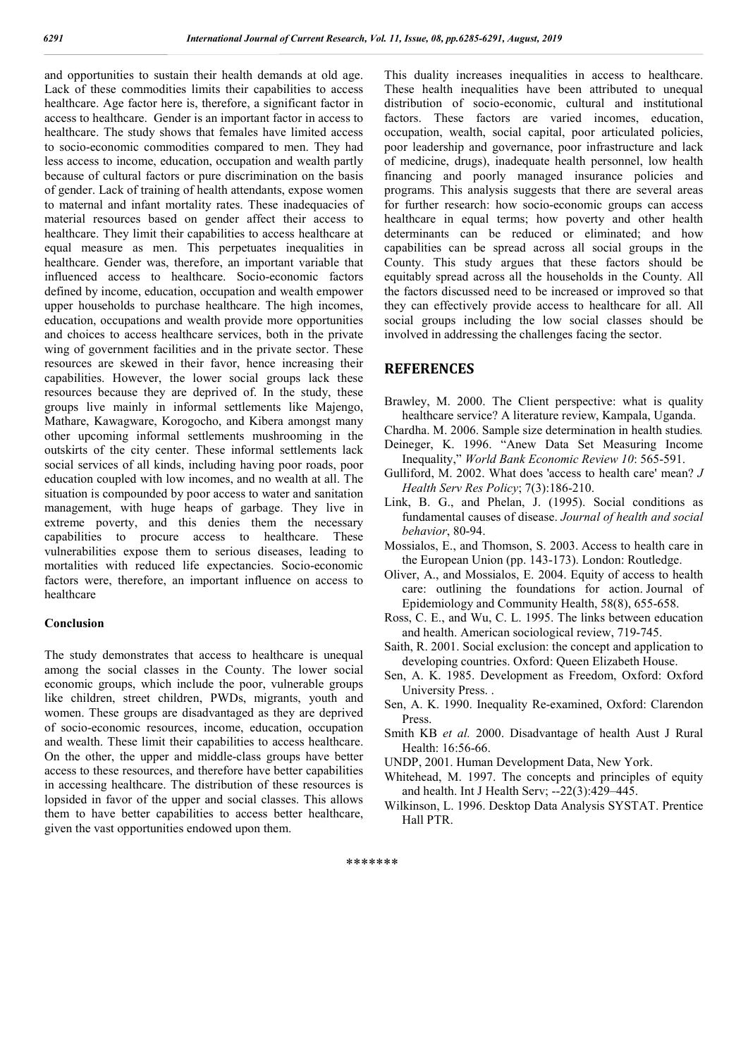and opportunities to sustain their health demands at old age. Lack of these commodities limits their capabilities to access healthcare. Age factor here is, therefore, a significant factor in access to healthcare. Gender is an important factor in access to healthcare. The study shows that females have limited access to socio-economic commodities compared to men. They had less access to income, education, occupation and wealth partly because of cultural factors or pure discrimination on the basis of gender. Lack of training of health attendants, expose women to maternal and infant mortality rates. These inadequacies of material resources based on gender affect their access to healthcare. They limit their capabilities to access healthcare at equal measure as men. This perpetuates inequalities in healthcare. Gender was, therefore, an important variable that influenced access to healthcare. Socio-economic factors defined by income, education, occupation and wealth empower upper households to purchase healthcare. The high incomes, education, occupations and wealth provide more opportunities and choices to access healthcare services, both in the private wing of government facilities and in the private sector. These resources are skewed in their favor, hence increasing their capabilities. However, the lower social groups lack these resources because they are deprived of. In the study, these groups live mainly in informal settlements like Majengo, Mathare, Kawagware, Korogocho, and Kibera amongst many other upcoming informal settlements mushrooming in the outskirts of the city center. These informal settlements lack social services of all kinds, including having poor roads, poor education coupled with low incomes, and no wealth at all. The situation is compounded by poor access to water and sanitation management, with huge heaps of garbage. They live in extreme poverty, and this denies them the necessary capabilities to procure access to healthcare. These vulnerabilities expose them to serious diseases, leading to mortalities with reduced life expectancies. Socio-economic factors were, therefore, an important influence on access to healthcare

### Conclusion

The study demonstrates that access to healthcare is unequal among the social classes in the County. The lower social economic groups, which include the poor, vulnerable groups like children, street children, PWDs, migrants, youth and women. These groups are disadvantaged as they are deprived of socio-economic resources, income, education, occupation and wealth. These limit their capabilities to access healthcare. On the other, the upper and middle-class groups have better access to these resources, and therefore have better capabilities in accessing healthcare. The distribution of these resources is lopsided in favor of the upper and social classes. This allows them to have better capabilities to access better healthcare, given the vast opportunities endowed upon them. This duality increases inequalities in access to healthcare. These health inequalities have been attributed to unequal distribution of socio-economic, cultural and institutional factors. These factors are varied incomes, education, occupation, wealth, social capital, poor articulated policies, poor leadership and governance, poor infrastructure and lack of medicine, drugs), inadequate health personnel, low health financing and poorly managed insurance policies and programs. This analysis suggests that there are several areas for further research: how socio-economic groups can access healthcare in equal terms; how poverty and other health determinants can be reduced or eliminated; and how capabilities can be spread across all social groups in the County. This study argues that these factors should be equitably spread across all the households in the County. All the factors discussed need to be increased or improved so that they can effectively provide access to healthcare for all. All social groups including the low social classes should be involved in addressing the challenges facing the sector.

## REFERENCES

- Brawley, M. 2000. The Client perspective: what is quality healthcare service? A literature review, Kampala, Uganda.
- Chardha. M. 2006. Sample size determination in health studies*.*
- Deineger, K. 1996. "Anew Data Set Measuring Income Inequality," *World Bank Economic Review 10*: 565-591.
- Gulliford, M. 2002. What does 'access to health care' mean? *J Health Serv Res Policy*; 7(3):186-210.
- Link, B. G., and Phelan, J. (1995). Social conditions as fundamental causes of disease. *Journal of health and social behavior*, 80-94.
- Mossialos, E., and Thomson, S. 2003. Access to health care in the European Union (pp. 143-173). London: Routledge.
- Oliver, A., and Mossialos, E. 2004. Equity of access to health care: outlining the foundations for action. Journal of Epidemiology and Community Health, 58(8), 655-658.
- Ross, C. E., and Wu, C. L. 1995. The links between education and health. American sociological review, 719-745.
- Saith, R. 2001. Social exclusion: the concept and application to developing countries. Oxford: Queen Elizabeth House.
- Sen, A. K. 1985. Development as Freedom, Oxford: Oxford University Press. .
- Sen, A. K. 1990. Inequality Re-examined, Oxford: Clarendon Press.
- Smith KB *et al.* 2000. Disadvantage of health Aust J Rural Health: 16:56-66.
- UNDP, 2001. Human Development Data, New York.
- Whitehead, M. 1997. The concepts and principles of equity and health. Int J Health Serv; --22(3):429–445.
- Wilkinson, L. 1996. Desktop Data Analysis SYSTAT. Prentice Hall PTR.

\*\*\*\*\*\*\*